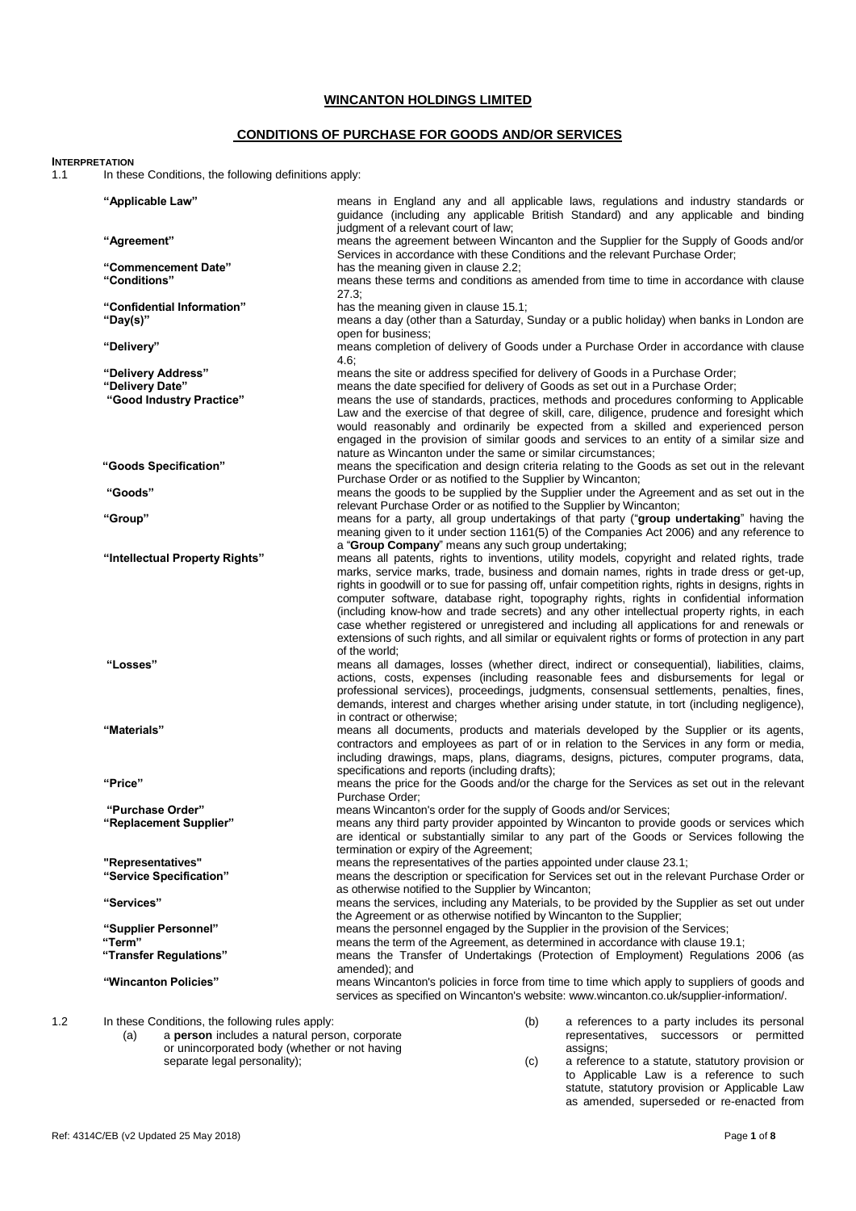# WINCANTON HOLDINGS LIMITED

## CONDITIONS OF PURCHASE FOR GOODS AND/OR SERVICES

**INTERPRETATION**

1.1 In these Conditions, the following definitions apply:

| | |
|---|---|
| **"Applicable Law"** | means in England any and all applicable laws, regulations and industry standards or guidance (including any applicable British Standard) and any applicable and binding judgment of a relevant court of law; |
| **"Agreement"** | means the agreement between Wincanton and the Supplier for the Supply of Goods and/or Services in accordance with these Conditions and the relevant Purchase Order; |
| **"Commencement Date"** | has the meaning given in clause 2.2; |
| **"Conditions"** | means these terms and conditions as amended from time to time in accordance with clause 27.3; |
| **"Confidential Information"** | has the meaning given in clause 15.1; |
| **"Day(s)"** | means a day (other than a Saturday, Sunday or a public holiday) when banks in London are open for business; |
| **"Delivery"** | means completion of delivery of Goods under a Purchase Order in accordance with clause 4.6; |
| **"Delivery Address"** | means the site or address specified for delivery of Goods in a Purchase Order; |
| **"Delivery Date"** | means the date specified for delivery of Goods as set out in a Purchase Order; |
| **"Good Industry Practice"** | means the use of standards, practices, methods and procedures conforming to Applicable Law and the exercise of that degree of skill, care, diligence, prudence and foresight which would reasonably and ordinarily be expected from a skilled and experienced person engaged in the provision of similar goods and services to an entity of a similar size and nature as Wincanton under the same or similar circumstances; |
| **"Goods Specification"** | means the specification and design criteria relating to the Goods as set out in the relevant Purchase Order or as notified to the Supplier by Wincanton; |
| **"Goods"** | means the goods to be supplied by the Supplier under the Agreement and as set out in the relevant Purchase Order or as notified to the Supplier by Wincanton; |
| **"Group"** | means for a party, all group undertakings of that party ("**group undertaking**" having the meaning given to it under section 1161(5) of the Companies Act 2006) and any reference to a "**Group Company**" means any such group undertaking; |
| **"Intellectual Property Rights"** | means all patents, rights to inventions, utility models, copyright and related rights, trade marks, service marks, trade, business and domain names, rights in trade dress or get-up, rights in goodwill or to sue for passing off, unfair competition rights, rights in designs, rights in computer software, database right, topography rights, rights in confidential information (including know-how and trade secrets) and any other intellectual property rights, in each case whether registered or unregistered and including all applications for and renewals or extensions of such rights, and all similar or equivalent rights or forms of protection in any part of the world; |
| **"Losses"** | means all damages, losses (whether direct, indirect or consequential), liabilities, claims, actions, costs, expenses (including reasonable fees and disbursements for legal or professional services), proceedings, judgments, consensual settlements, penalties, fines, demands, interest and charges whether arising under statute, in tort (including negligence), in contract or otherwise; |
| **"Materials"** | means all documents, products and materials developed by the Supplier or its agents, contractors and employees as part of or in relation to the Services in any form or media, including drawings, maps, plans, diagrams, designs, pictures, computer programs, data, specifications and reports (including drafts); |
| **"Price"** | means the price for the Goods and/or the charge for the Services as set out in the relevant Purchase Order; |
| **"Purchase Order"** | means Wincanton's order for the supply of Goods and/or Services; |
| **"Replacement Supplier"** | means any third party provider appointed by Wincanton to provide goods or services which are identical or substantially similar to any part of the Goods or Services following the termination or expiry of the Agreement; |
| **"Representatives"** | means the representatives of the parties appointed under clause 23.1; |
| **"Service Specification"** | means the description or specification for Services set out in the relevant Purchase Order or as otherwise notified to the Supplier by Wincanton; |
| **"Services"** | means the services, including any Materials, to be provided by the Supplier as set out under the Agreement or as otherwise notified by Wincanton to the Supplier; |
| **"Supplier Personnel"** | means the personnel engaged by the Supplier in the provision of the Services; |
| **"Term"** | means the term of the Agreement, as determined in accordance with clause 19.1; |
| **"Transfer Regulations"** | means the Transfer of Undertakings (Protection of Employment) Regulations 2006 (as amended); and |
| **"Wincanton Policies"** | means Wincanton's policies in force from time to time which apply to suppliers of goods and services as specified on Wincanton's website: www.wincanton.co.uk/supplier-information/. |

1.2 In these Conditions, the following rules apply:

(a) a **person** includes a natural person, corporate or unincorporated body (whether or not having separate legal personality);

(b) a references to a party includes its personal representatives, successors or permitted assigns;

(c) a reference to a statute, statutory provision or to Applicable Law is a reference to such statute, statutory provision or Applicable Law as amended, superseded or re-enacted from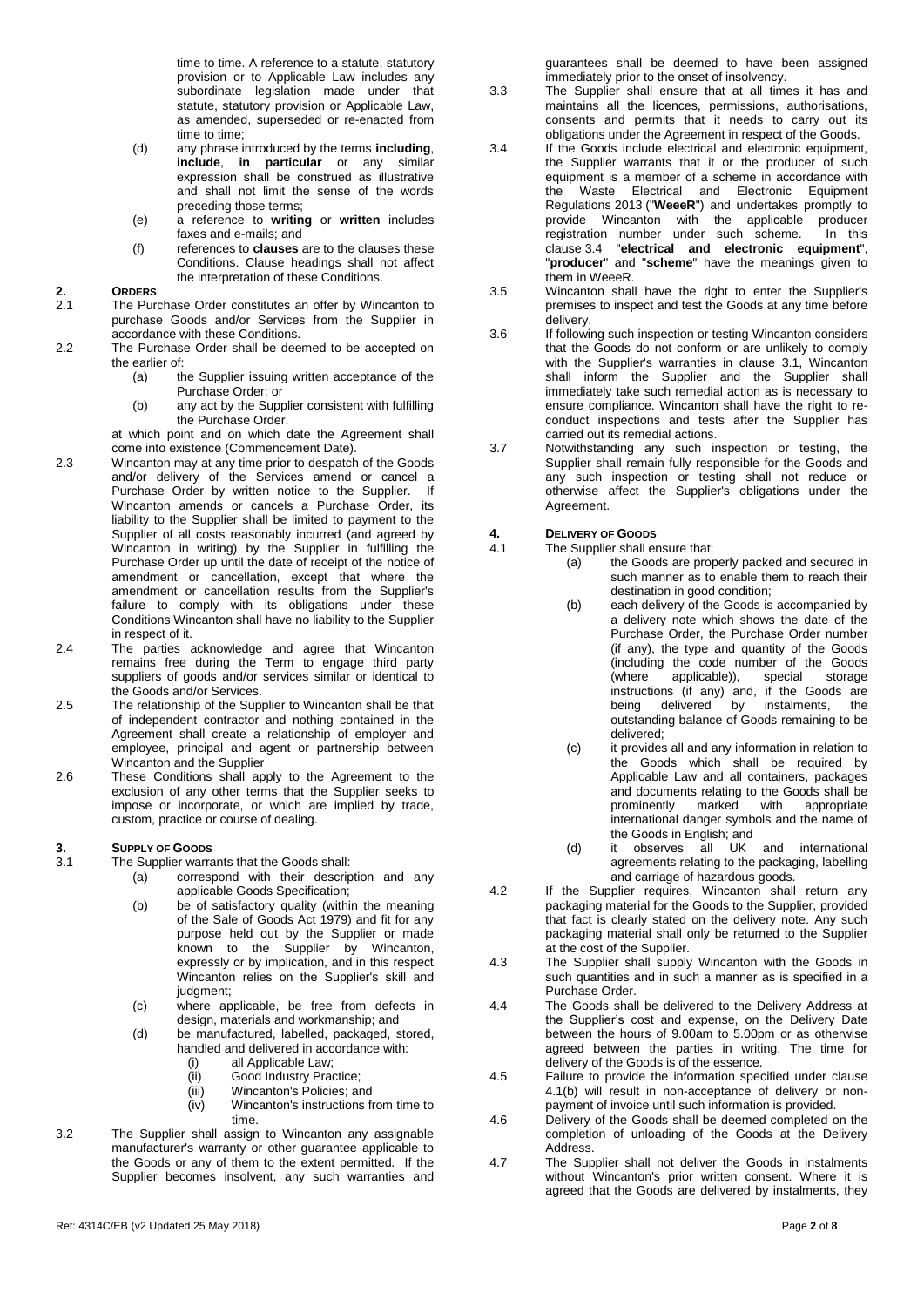time to time. A reference to a statute, statutory provision or to Applicable Law includes any subordinate legislation made under that statute, statutory provision or Applicable Law, as amended, superseded or re-enacted from time to time;

(d) any phrase introduced by the terms **including**, **include**, **in particular** or any similar expression shall be construed as illustrative and shall not limit the sense of the words preceding those terms;

(e) a reference to **writing** or **written** includes faxes and e-mails; and

(f) references to **clauses** are to the clauses these Conditions. Clause headings shall not affect the interpretation of these Conditions.

## 2. ORDERS

2.1 The Purchase Order constitutes an offer by Wincanton to purchase Goods and/or Services from the Supplier in accordance with these Conditions.

2.2 The Purchase Order shall be deemed to be accepted on the earlier of:

(a) the Supplier issuing written acceptance of the Purchase Order; or

(b) any act by the Supplier consistent with fulfilling the Purchase Order.

at which point and on which date the Agreement shall come into existence (Commencement Date).

2.3 Wincanton may at any time prior to despatch of the Goods and/or delivery of the Services amend or cancel a Purchase Order by written notice to the Supplier. If Wincanton amends or cancels a Purchase Order, its liability to the Supplier shall be limited to payment to the Supplier of all costs reasonably incurred (and agreed by Wincanton in writing) by the Supplier in fulfilling the Purchase Order up until the date of receipt of the notice of amendment or cancellation, except that where the amendment or cancellation results from the Supplier's failure to comply with its obligations under these Conditions Wincanton shall have no liability to the Supplier in respect of it.

2.4 The parties acknowledge and agree that Wincanton remains free during the Term to engage third party suppliers of goods and/or services similar or identical to the Goods and/or Services.

2.5 The relationship of the Supplier to Wincanton shall be that of independent contractor and nothing contained in the Agreement shall create a relationship of employer and employee, principal and agent or partnership between Wincanton and the Supplier

2.6 These Conditions shall apply to the Agreement to the exclusion of any other terms that the Supplier seeks to impose or incorporate, or which are implied by trade, custom, practice or course of dealing.

## 3. SUPPLY OF GOODS

3.1 The Supplier warrants that the Goods shall:

(a) correspond with their description and any applicable Goods Specification;

(b) be of satisfactory quality (within the meaning of the Sale of Goods Act 1979) and fit for any purpose held out by the Supplier or made known to the Supplier by Wincanton, expressly or by implication, and in this respect Wincanton relies on the Supplier's skill and judgment;

(c) where applicable, be free from defects in design, materials and workmanship; and

(d) be manufactured, labelled, packaged, stored, handled and delivered in accordance with:

(i) all Applicable Law;
(ii) Good Industry Practice;
(iii) Wincanton's Policies; and
(iv) Wincanton's instructions from time to time.

3.2 The Supplier shall assign to Wincanton any assignable manufacturer's warranty or other guarantee applicable to the Goods or any of them to the extent permitted. If the Supplier becomes insolvent, any such warranties and guarantees shall be deemed to have been assigned immediately prior to the onset of insolvency.

3.3 The Supplier shall ensure that at all times it has and maintains all the licences, permissions, authorisations, consents and permits that it needs to carry out its obligations under the Agreement in respect of the Goods.

3.4 If the Goods include electrical and electronic equipment, the Supplier warrants that it or the producer of such equipment is a member of a scheme in accordance with the Waste Electrical and Electronic Equipment Regulations 2013 ("**WeeeR**") and undertakes promptly to provide Wincanton with the applicable producer registration number under such scheme. In this clause 3.4 "**electrical and electronic equipment**", "**producer**" and "**scheme**" have the meanings given to them in WeeeR.

3.5 Wincanton shall have the right to enter the Supplier's premises to inspect and test the Goods at any time before delivery.

3.6 If following such inspection or testing Wincanton considers that the Goods do not conform or are unlikely to comply with the Supplier's warranties in clause 3.1, Wincanton shall inform the Supplier and the Supplier shall immediately take such remedial action as is necessary to ensure compliance. Wincanton shall have the right to re-conduct inspections and tests after the Supplier has carried out its remedial actions.

3.7 Notwithstanding any such inspection or testing, the Supplier shall remain fully responsible for the Goods and any such inspection or testing shall not reduce or otherwise affect the Supplier's obligations under the Agreement.

## 4. DELIVERY OF GOODS

4.1 The Supplier shall ensure that:

(a) the Goods are properly packed and secured in such manner as to enable them to reach their destination in good condition;

(b) each delivery of the Goods is accompanied by a delivery note which shows the date of the Purchase Order, the Purchase Order number (if any), the type and quantity of the Goods (including the code number of the Goods (where applicable)), special storage instructions (if any) and, if the Goods are being delivered by instalments, the outstanding balance of Goods remaining to be delivered;

(c) it provides all and any information in relation to the Goods which shall be required by Applicable Law and all containers, packages and documents relating to the Goods shall be prominently marked with appropriate international danger symbols and the name of the Goods in English; and

(d) it observes all UK and international agreements relating to the packaging, labelling and carriage of hazardous goods.

4.2 If the Supplier requires, Wincanton shall return any packaging material for the Goods to the Supplier, provided that fact is clearly stated on the delivery note. Any such packaging material shall only be returned to the Supplier at the cost of the Supplier.

4.3 The Supplier shall supply Wincanton with the Goods in such quantities and in such a manner as is specified in a Purchase Order.

4.4 The Goods shall be delivered to the Delivery Address at the Supplier's cost and expense, on the Delivery Date between the hours of 9.00am to 5.00pm or as otherwise agreed between the parties in writing. The time for delivery of the Goods is of the essence.

4.5 Failure to provide the information specified under clause 4.1(b) will result in non-acceptance of delivery or non-payment of invoice until such information is provided.

4.6 Delivery of the Goods shall be deemed completed on the completion of unloading of the Goods at the Delivery Address.

4.7 The Supplier shall not deliver the Goods in instalments without Wincanton's prior written consent. Where it is agreed that the Goods are delivered by instalments, they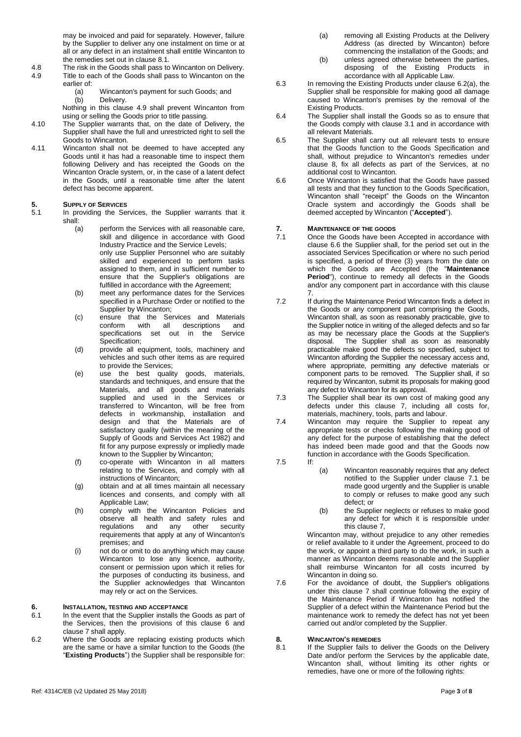may be invoiced and paid for separately. However, failure by the Supplier to deliver any one instalment on time or at all or any defect in an instalment shall entitle Wincanton to the remedies set out in clause 8.1.

4.8 The risk in the Goods shall pass to Wincanton on Delivery.

4.9 Title to each of the Goods shall pass to Wincanton on the earlier of:

(a) Wincanton's payment for such Goods; and

(b) Delivery.

Nothing in this clause 4.9 shall prevent Wincanton from using or selling the Goods prior to title passing.

4.10 The Supplier warrants that, on the date of Delivery, the Supplier shall have the full and unrestricted right to sell the Goods to Wincanton.

4.11 Wincanton shall not be deemed to have accepted any Goods until it has had a reasonable time to inspect them following Delivery and has receipted the Goods on the Wincanton Oracle system, or, in the case of a latent defect in the Goods, until a reasonable time after the latent defect has become apparent.

## 5. SUPPLY OF SERVICES

5.1 In providing the Services, the Supplier warrants that it shall:

(a) perform the Services with all reasonable care, skill and diligence in accordance with Good Industry Practice and the Service Levels; only use Supplier Personnel who are suitably skilled and experienced to perform tasks assigned to them, and in sufficient number to ensure that the Supplier's obligations are fulfilled in accordance with the Agreement;

(b) meet any performance dates for the Services specified in a Purchase Order or notified to the Supplier by Wincanton;

(c) ensure that the Services and Materials conform with all descriptions and specifications set out in the Service Specification;

(d) provide all equipment, tools, machinery and vehicles and such other items as are required to provide the Services;

(e) use the best quality goods, materials, standards and techniques, and ensure that the Materials, and all goods and materials supplied and used in the Services or transferred to Wincanton, will be free from defects in workmanship, installation and design and that the Materials are of satisfactory quality (within the meaning of the Supply of Goods and Services Act 1982) and fit for any purpose expressly or impliedly made known to the Supplier by Wincanton;

(f) co-operate with Wincanton in all matters relating to the Services, and comply with all instructions of Wincanton;

(g) obtain and at all times maintain all necessary licences and consents, and comply with all Applicable Law;

(h) comply with the Wincanton Policies and observe all health and safety rules and regulations and any other security requirements that apply at any of Wincanton's premises; and

(i) not do or omit to do anything which may cause Wincanton to lose any licence, authority, consent or permission upon which it relies for the purposes of conducting its business, and the Supplier acknowledges that Wincanton may rely or act on the Services.

## 6. INSTALLATION, TESTING AND ACCEPTANCE

6.1 In the event that the Supplier installs the Goods as part of the Services, then the provisions of this clause 6 and clause 7 shall apply.

6.2 Where the Goods are replacing existing products which are the same or have a similar function to the Goods (the "**Existing Products**") the Supplier shall be responsible for:

(a) removing all Existing Products at the Delivery Address (as directed by Wincanton) before commencing the installation of the Goods; and

(b) unless agreed otherwise between the parties, disposing of the Existing Products in accordance with all Applicable Law.

6.3 In removing the Existing Products under clause 6.2(a), the Supplier shall be responsible for making good all damage caused to Wincanton's premises by the removal of the Existing Products.

6.4 The Supplier shall install the Goods so as to ensure that the Goods comply with clause 3.1 and in accordance with all relevant Materials.

6.5 The Supplier shall carry out all relevant tests to ensure that the Goods function to the Goods Specification and shall, without prejudice to Wincanton's remedies under clause 8, fix all defects as part of the Services, at no additional cost to Wincanton.

6.6 Once Wincanton is satisfied that the Goods have passed all tests and that they function to the Goods Specification, Wincanton shall "receipt" the Goods on the Wincanton Oracle system and accordingly the Goods shall be deemed accepted by Wincanton ("**Accepted**").

## 7. MAINTENANCE OF THE GOODS

7.1 Once the Goods have been Accepted in accordance with clause 6.6 the Supplier shall, for the period set out in the associated Services Specification or where no such period is specified, a period of three (3) years from the date on which the Goods are Accepted (the "**Maintenance Period**"), continue to remedy all defects in the Goods and/or any component part in accordance with this clause 7.

7.2 If during the Maintenance Period Wincanton finds a defect in the Goods or any component part comprising the Goods, Wincanton shall, as soon as reasonably practicable, give to the Supplier notice in writing of the alleged defects and so far as may be necessary place the Goods at the Supplier's disposal. The Supplier shall as soon as reasonably practicable make good the defects so specified, subject to Wincanton affording the Supplier the necessary access and, where appropriate, permitting any defective materials or component parts to be removed. The Supplier shall, if so required by Wincanton, submit its proposals for making good any defect to Wincanton for its approval.

7.3 The Supplier shall bear its own cost of making good any defects under this clause 7, including all costs for, materials, machinery, tools, parts and labour.

7.4 Wincanton may require the Supplier to repeat any appropriate tests or checks following the making good of any defect for the purpose of establishing that the defect has indeed been made good and that the Goods now function in accordance with the Goods Specification.

7.5 If:

(a) Wincanton reasonably requires that any defect notified to the Supplier under clause 7.1 be made good urgently and the Supplier is unable to comply or refuses to make good any such defect; or

(b) the Supplier neglects or refuses to make good any defect for which it is responsible under this clause 7,

Wincanton may, without prejudice to any other remedies or relief available to it under the Agreement, proceed to do the work, or appoint a third party to do the work, in such a manner as Wincanton deems reasonable and the Supplier shall reimburse Wincanton for all costs incurred by Wincanton in doing so.

7.6 For the avoidance of doubt, the Supplier's obligations under this clause 7 shall continue following the expiry of the Maintenance Period if Wincanton has notified the Supplier of a defect within the Maintenance Period but the maintenance work to remedy the defect has not yet been carried out and/or completed by the Supplier.

## 8. WINCANTON'S REMEDIES

8.1 If the Supplier fails to deliver the Goods on the Delivery Date and/or perform the Services by the applicable date, Wincanton shall, without limiting its other rights or remedies, have one or more of the following rights: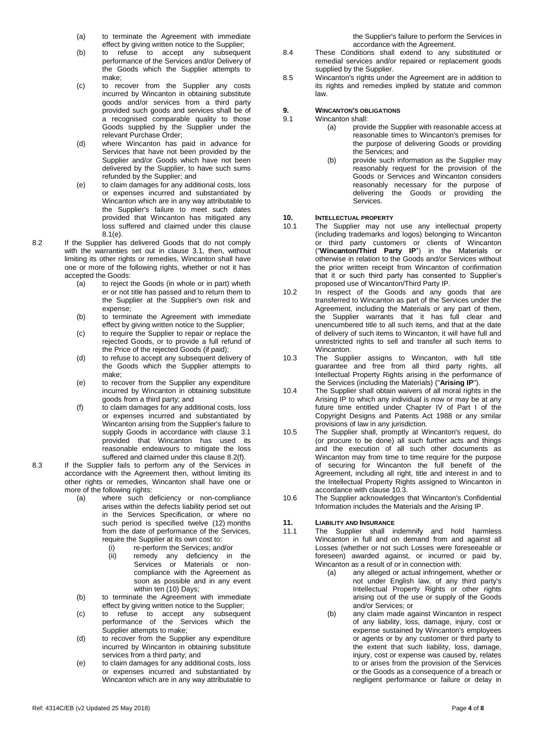(a) to terminate the Agreement with immediate effect by giving written notice to the Supplier;

(b) to refuse to accept any subsequent performance of the Services and/or Delivery of the Goods which the Supplier attempts to make;

(c) to recover from the Supplier any costs incurred by Wincanton in obtaining substitute goods and/or services from a third party provided such goods and services shall be of a recognised comparable quality to those Goods supplied by the Supplier under the relevant Purchase Order;

(d) where Wincanton has paid in advance for Services that have not been provided by the Supplier and/or Goods which have not been delivered by the Supplier, to have such sums refunded by the Supplier; and

(e) to claim damages for any additional costs, loss or expenses incurred and substantiated by Wincanton which are in any way attributable to the Supplier's failure to meet such dates provided that Wincanton has mitigated any loss suffered and claimed under this clause 8.1(e).

8.2 If the Supplier has delivered Goods that do not comply with the warranties set out in clause 3.1, then, without limiting its other rights or remedies, Wincanton shall have one or more of the following rights, whether or not it has accepted the Goods:

(a) to reject the Goods (in whole or in part) wheth er or not title has passed and to return them to the Supplier at the Supplier's own risk and expense;

(b) to terminate the Agreement with immediate effect by giving written notice to the Supplier;

(c) to require the Supplier to repair or replace the rejected Goods, or to provide a full refund of the Price of the rejected Goods (if paid);

(d) to refuse to accept any subsequent delivery of the Goods which the Supplier attempts to make;

(e) to recover from the Supplier any expenditure incurred by Wincanton in obtaining substitute goods from a third party; and

(f) to claim damages for any additional costs, loss or expenses incurred and substantiated by Wincanton arising from the Supplier's failure to supply Goods in accordance with clause 3.1 provided that Wincanton has used its reasonable endeavours to mitigate the loss suffered and claimed under this clause 8.2(f).

8.3 If the Supplier fails to perform any of the Services in accordance with the Agreement then, without limiting its other rights or remedies, Wincanton shall have one or more of the following rights:

(a) where such deficiency or non-compliance arises within the defects liability period set out in the Services Specification, or where no such period is specified twelve (12) months from the date of performance of the Services, require the Supplier at its own cost to:

(i) re-perform the Services; and/or

(ii) remedy any deficiency in the Services or Materials or non-compliance with the Agreement as soon as possible and in any event within ten (10) Days;

(b) to terminate the Agreement with immediate effect by giving written notice to the Supplier;

(c) to refuse to accept any subsequent performance of the Services which the Supplier attempts to make;

(d) to recover from the Supplier any expenditure incurred by Wincanton in obtaining substitute services from a third party; and

(e) to claim damages for any additional costs, loss or expenses incurred and substantiated by Wincanton which are in any way attributable to the Supplier's failure to perform the Services in accordance with the Agreement.

8.4 These Conditions shall extend to any substituted or remedial services and/or repaired or replacement goods supplied by the Supplier.

8.5 Wincanton's rights under the Agreement are in addition to its rights and remedies implied by statute and common law.

## 9. WINCANTON'S OBLIGATIONS

9.1 Wincanton shall:

(a) provide the Supplier with reasonable access at reasonable times to Wincanton's premises for the purpose of delivering Goods or providing the Services; and

(b) provide such information as the Supplier may reasonably request for the provision of the Goods or Services and Wincanton considers reasonably necessary for the purpose of delivering the Goods or providing the Services.

## 10. INTELLECTUAL PROPERTY

10.1 The Supplier may not use any intellectual property (including trademarks and logos) belonging to Wincanton or third party customers or clients of Wincanton ("**Wincanton/Third Party IP**") in the Materials or otherwise in relation to the Goods and/or Services without the prior written receipt from Wincanton of confirmation that it or such third party has consented to Supplier's proposed use of Wincanton/Third Party IP.

10.2 In respect of the Goods and any goods that are transferred to Wincanton as part of the Services under the Agreement, including the Materials or any part of them, the Supplier warrants that it has full clear and unencumbered title to all such items, and that at the date of delivery of such items to Wincanton, it will have full and unrestricted rights to sell and transfer all such items to Wincanton.

10.3 The Supplier assigns to Wincanton, with full title guarantee and free from all third party rights, all Intellectual Property Rights arising in the performance of the Services (including the Materials) ("**Arising IP**").

10.4 The Supplier shall obtain waivers of all moral rights in the Arising IP to which any individual is now or may be at any future time entitled under Chapter IV of Part I of the Copyright Designs and Patents Act 1988 or any similar provisions of law in any jurisdiction.

10.5 The Supplier shall, promptly at Wincanton's request, do (or procure to be done) all such further acts and things and the execution of all such other documents as Wincanton may from time to time require for the purpose of securing for Wincanton the full benefit of the Agreement, including all right, title and interest in and to the Intellectual Property Rights assigned to Wincanton in accordance with clause 10.3.

10.6 The Supplier acknowledges that Wincanton's Confidential Information includes the Materials and the Arising IP.

## 11. LIABILITY AND INSURANCE

11.1 The Supplier shall indemnify and hold harmless Wincanton in full and on demand from and against all Losses (whether or not such Losses were foreseeable or foreseen) awarded against, or incurred or paid by, Wincanton as a result of or in connection with:

(a) any alleged or actual infringement, whether or not under English law, of any third party's Intellectual Property Rights or other rights arising out of the use or supply of the Goods and/or Services; or

(b) any claim made against Wincanton in respect of any liability, loss, damage, injury, cost or expense sustained by Wincanton's employees or agents or by any customer or third party to the extent that such liability, loss, damage, injury, cost or expense was caused by, relates to or arises from the provision of the Services or the Goods as a consequence of a breach or negligent performance or failure or delay in

Ref: 4314C/EB (v2 Updated 25 May 2018)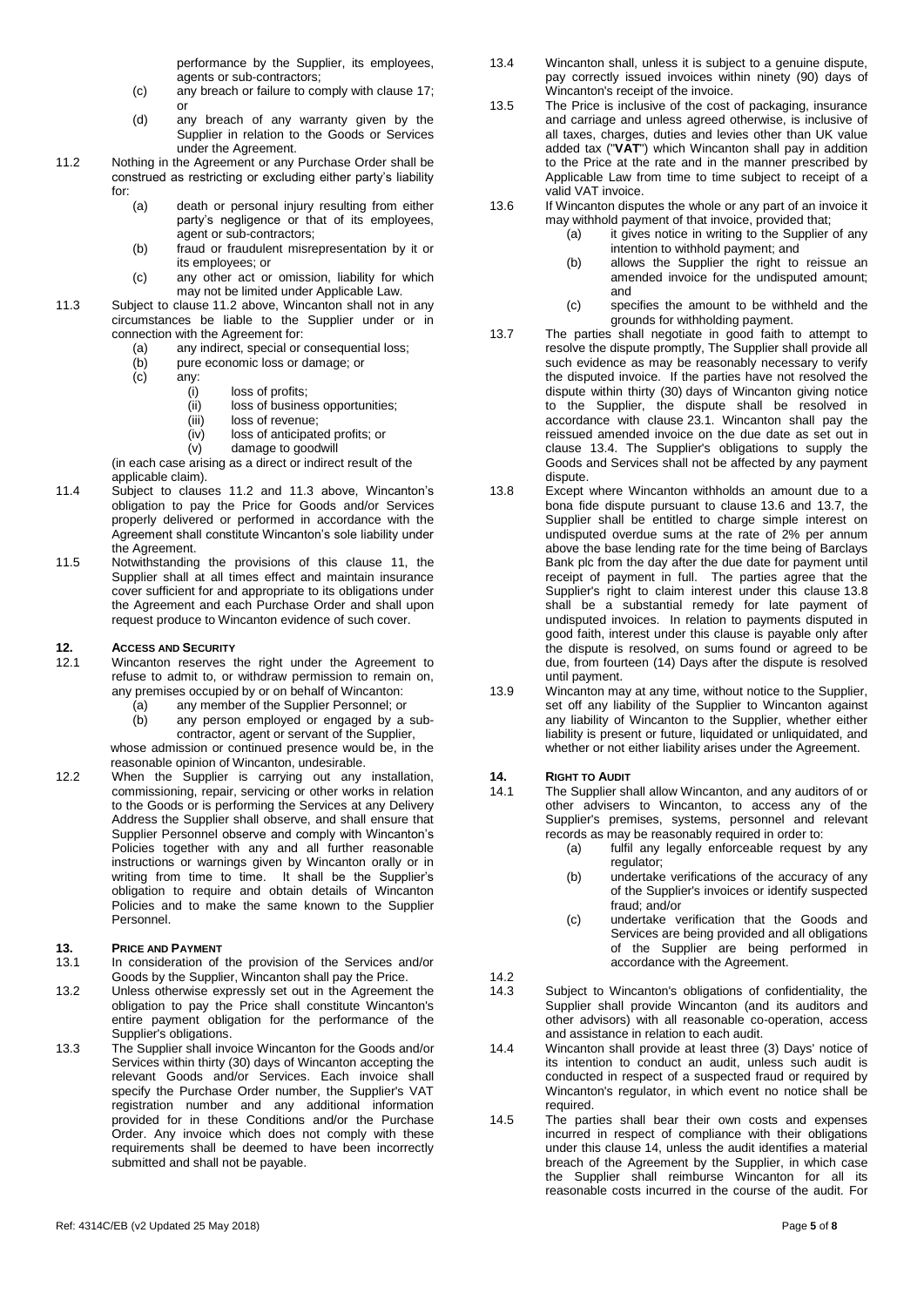performance by the Supplier, its employees, agents or sub-contractors;

(c) any breach or failure to comply with clause 17; or

(d) any breach of any warranty given by the Supplier in relation to the Goods or Services under the Agreement.

11.2 Nothing in the Agreement or any Purchase Order shall be construed as restricting or excluding either party's liability for:

(a) death or personal injury resulting from either party's negligence or that of its employees, agent or sub-contractors;

(b) fraud or fraudulent misrepresentation by it or its employees; or

(c) any other act or omission, liability for which may not be limited under Applicable Law.

11.3 Subject to clause 11.2 above, Wincanton shall not in any circumstances be liable to the Supplier under or in connection with the Agreement for:

(a) any indirect, special or consequential loss;

(b) pure economic loss or damage; or

(c) any:

(i) loss of profits;

(ii) loss of business opportunities;

(iii) loss of revenue;

(iv) loss of anticipated profits; or

(v) damage to goodwill

(in each case arising as a direct or indirect result of the applicable claim).

11.4 Subject to clauses 11.2 and 11.3 above, Wincanton's obligation to pay the Price for Goods and/or Services properly delivered or performed in accordance with the Agreement shall constitute Wincanton's sole liability under the Agreement.

11.5 Notwithstanding the provisions of this clause 11, the Supplier shall at all times effect and maintain insurance cover sufficient for and appropriate to its obligations under the Agreement and each Purchase Order and shall upon request produce to Wincanton evidence of such cover.

## 12. ACCESS AND SECURITY

12.1 Wincanton reserves the right under the Agreement to refuse to admit to, or withdraw permission to remain on, any premises occupied by or on behalf of Wincanton:

(a) any member of the Supplier Personnel; or

(b) any person employed or engaged by a sub-contractor, agent or servant of the Supplier,

whose admission or continued presence would be, in the reasonable opinion of Wincanton, undesirable.

12.2 When the Supplier is carrying out any installation, commissioning, repair, servicing or other works in relation to the Goods or is performing the Services at any Delivery Address the Supplier shall observe, and shall ensure that Supplier Personnel observe and comply with Wincanton's Policies together with any and all further reasonable instructions or warnings given by Wincanton orally or in writing from time to time. It shall be the Supplier's obligation to require and obtain details of Wincanton Policies and to make the same known to the Supplier Personnel.

## 13. PRICE AND PAYMENT

13.1 In consideration of the provision of the Services and/or Goods by the Supplier, Wincanton shall pay the Price.

13.2 Unless otherwise expressly set out in the Agreement the obligation to pay the Price shall constitute Wincanton's entire payment obligation for the performance of the Supplier's obligations.

13.3 The Supplier shall invoice Wincanton for the Goods and/or Services within thirty (30) days of Wincanton accepting the relevant Goods and/or Services. Each invoice shall specify the Purchase Order number, the Supplier's VAT registration number and any additional information provided for in these Conditions and/or the Purchase Order. Any invoice which does not comply with these requirements shall be deemed to have been incorrectly submitted and shall not be payable.

13.4 Wincanton shall, unless it is subject to a genuine dispute, pay correctly issued invoices within ninety (90) days of Wincanton's receipt of the invoice.

13.5 The Price is inclusive of the cost of packaging, insurance and carriage and unless agreed otherwise, is inclusive of all taxes, charges, duties and levies other than UK value added tax ("**VAT**") which Wincanton shall pay in addition to the Price at the rate and in the manner prescribed by Applicable Law from time to time subject to receipt of a valid VAT invoice.

13.6 If Wincanton disputes the whole or any part of an invoice it may withhold payment of that invoice, provided that;

(a) it gives notice in writing to the Supplier of any intention to withhold payment; and

(b) allows the Supplier the right to reissue an amended invoice for the undisputed amount; and

(c) specifies the amount to be withheld and the grounds for withholding payment.

13.7 The parties shall negotiate in good faith to attempt to resolve the dispute promptly, The Supplier shall provide all such evidence as may be reasonably necessary to verify the disputed invoice. If the parties have not resolved the dispute within thirty (30) days of Wincanton giving notice to the Supplier, the dispute shall be resolved in accordance with clause 23.1. Wincanton shall pay the reissued amended invoice on the due date as set out in clause 13.4. The Supplier's obligations to supply the Goods and Services shall not be affected by any payment dispute.

13.8 Except where Wincanton withholds an amount due to a bona fide dispute pursuant to clause 13.6 and 13.7, the Supplier shall be entitled to charge simple interest on undisputed overdue sums at the rate of 2% per annum above the base lending rate for the time being of Barclays Bank plc from the day after the due date for payment until receipt of payment in full. The parties agree that the Supplier's right to claim interest under this clause 13.8 shall be a substantial remedy for late payment of undisputed invoices. In relation to payments disputed in good faith, interest under this clause is payable only after the dispute is resolved, on sums found or agreed to be due, from fourteen (14) Days after the dispute is resolved until payment.

13.9 Wincanton may at any time, without notice to the Supplier, set off any liability of the Supplier to Wincanton against any liability of Wincanton to the Supplier, whether either liability is present or future, liquidated or unliquidated, and whether or not either liability arises under the Agreement.

## 14. RIGHT TO AUDIT

14.1 The Supplier shall allow Wincanton, and any auditors of or other advisers to Wincanton, to access any of the Supplier's premises, systems, personnel and relevant records as may be reasonably required in order to:

(a) fulfil any legally enforceable request by any regulator;

(b) undertake verifications of the accuracy of any of the Supplier's invoices or identify suspected fraud; and/or

(c) undertake verification that the Goods and Services are being provided and all obligations of the Supplier are being performed in accordance with the Agreement.

14.2

14.3 Subject to Wincanton's obligations of confidentiality, the Supplier shall provide Wincanton (and its auditors and other advisors) with all reasonable co-operation, access and assistance in relation to each audit.

14.4 Wincanton shall provide at least three (3) Days' notice of its intention to conduct an audit, unless such audit is conducted in respect of a suspected fraud or required by Wincanton's regulator, in which event no notice shall be required.

14.5 The parties shall bear their own costs and expenses incurred in respect of compliance with their obligations under this clause 14, unless the audit identifies a material breach of the Agreement by the Supplier, in which case the Supplier shall reimburse Wincanton for all its reasonable costs incurred in the course of the audit. For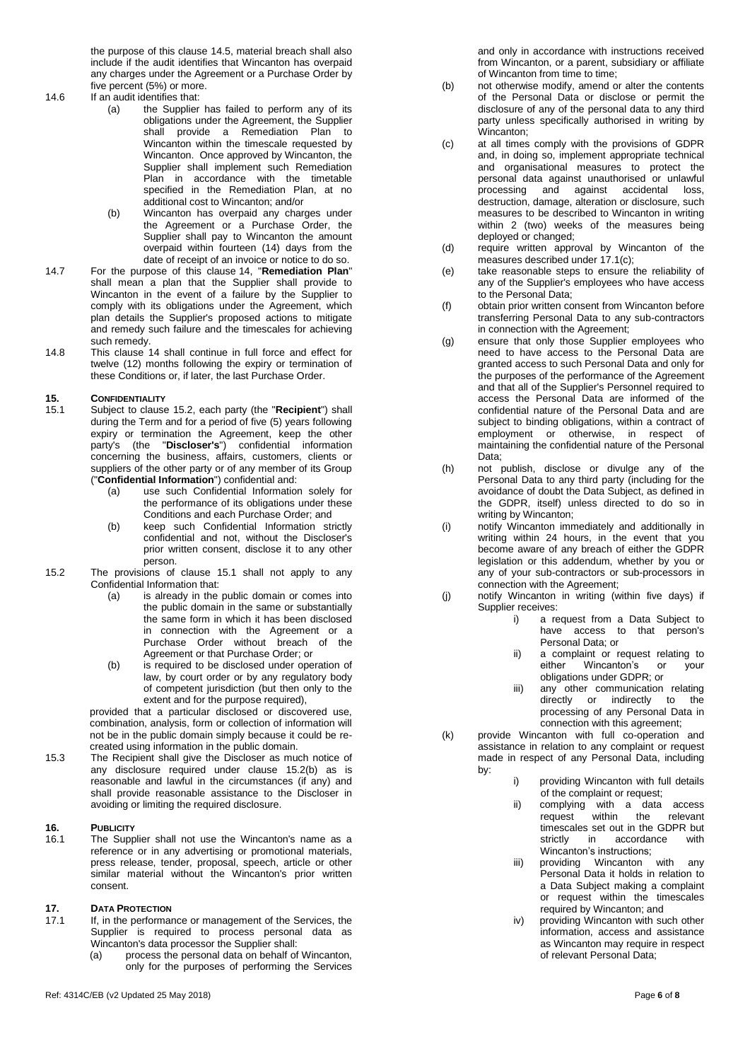the purpose of this clause 14.5, material breach shall also include if the audit identifies that Wincanton has overpaid any charges under the Agreement or a Purchase Order by five percent (5%) or more.

14.6 If an audit identifies that:

(a) the Supplier has failed to perform any of its obligations under the Agreement, the Supplier shall provide a Remediation Plan to Wincanton within the timescale requested by Wincanton. Once approved by Wincanton, the Supplier shall implement such Remediation Plan in accordance with the timetable specified in the Remediation Plan, at no additional cost to Wincanton; and/or

(b) Wincanton has overpaid any charges under the Agreement or a Purchase Order, the Supplier shall pay to Wincanton the amount overpaid within fourteen (14) days from the date of receipt of an invoice or notice to do so.

14.7 For the purpose of this clause 14, "**Remediation Plan**" shall mean a plan that the Supplier shall provide to Wincanton in the event of a failure by the Supplier to comply with its obligations under the Agreement, which plan details the Supplier's proposed actions to mitigate and remedy such failure and the timescales for achieving such remedy.

14.8 This clause 14 shall continue in full force and effect for twelve (12) months following the expiry or termination of these Conditions or, if later, the last Purchase Order.

## 15. CONFIDENTIALITY

15.1 Subject to clause 15.2, each party (the "**Recipient**") shall during the Term and for a period of five (5) years following expiry or termination the Agreement, keep the other party's (the "**Discloser's**") confidential information concerning the business, affairs, customers, clients or suppliers of the other party or of any member of its Group ("**Confidential Information**") confidential and:

(a) use such Confidential Information solely for the performance of its obligations under these Conditions and each Purchase Order; and

(b) keep such Confidential Information strictly confidential and not, without the Discloser's prior written consent, disclose it to any other person.

15.2 The provisions of clause 15.1 shall not apply to any Confidential Information that:

(a) is already in the public domain or comes into the public domain in the same or substantially the same form in which it has been disclosed in connection with the Agreement or a Purchase Order without breach of the Agreement or that Purchase Order; or

(b) is required to be disclosed under operation of law, by court order or by any regulatory body of competent jurisdiction (but then only to the extent and for the purpose required),

provided that a particular disclosed or discovered use, combination, analysis, form or collection of information will not be in the public domain simply because it could be re-created using information in the public domain.

15.3 The Recipient shall give the Discloser as much notice of any disclosure required under clause 15.2(b) as is reasonable and lawful in the circumstances (if any) and shall provide reasonable assistance to the Discloser in avoiding or limiting the required disclosure.

## 16. PUBLICITY

16.1 The Supplier shall not use the Wincanton's name as a reference or in any advertising or promotional materials, press release, tender, proposal, speech, article or other similar material without the Wincanton's prior written consent.

## 17. DATA PROTECTION

17.1 If, in the performance or management of the Services, the Supplier is required to process personal data as Wincanton's data processor the Supplier shall:

(a) process the personal data on behalf of Wincanton, only for the purposes of performing the Services and only in accordance with instructions received from Wincanton, or a parent, subsidiary or affiliate of Wincanton from time to time;

(b) not otherwise modify, amend or alter the contents of the Personal Data or disclose or permit the disclosure of any of the personal data to any third party unless specifically authorised in writing by Wincanton;

(c) at all times comply with the provisions of GDPR and, in doing so, implement appropriate technical and organisational measures to protect the personal data against unauthorised or unlawful processing and against accidental loss, destruction, damage, alteration or disclosure, such measures to be described to Wincanton in writing within 2 (two) weeks of the measures being deployed or changed;

(d) require written approval by Wincanton of the measures described under 17.1(c);

(e) take reasonable steps to ensure the reliability of any of the Supplier's employees who have access to the Personal Data;

(f) obtain prior written consent from Wincanton before transferring Personal Data to any sub-contractors in connection with the Agreement;

(g) ensure that only those Supplier employees who need to have access to the Personal Data are granted access to such Personal Data and only for the purposes of the performance of the Agreement and that all of the Supplier's Personnel required to access the Personal Data are informed of the confidential nature of the Personal Data and are subject to binding obligations, within a contract of employment or otherwise, in respect of maintaining the confidential nature of the Personal Data;

(h) not publish, disclose or divulge any of the Personal Data to any third party (including for the avoidance of doubt the Data Subject, as defined in the GDPR, itself) unless directed to do so in writing by Wincanton;

(i) notify Wincanton immediately and additionally in writing within 24 hours, in the event that you become aware of any breach of either the GDPR legislation or this addendum, whether by you or any of your sub-contractors or sub-processors in connection with the Agreement;

(j) notify Wincanton in writing (within five days) if Supplier receives:

i) a request from a Data Subject to have access to that person's Personal Data; or

ii) a complaint or request relating to either Wincanton's or your obligations under GDPR; or

iii) any other communication relating directly or indirectly to the processing of any Personal Data in connection with this agreement;

(k) provide Wincanton with full co-operation and assistance in relation to any complaint or request made in respect of any Personal Data, including by:

i) providing Wincanton with full details of the complaint or request;

ii) complying with a data access request within the relevant timescales set out in the GDPR but strictly in accordance with Wincanton's instructions;

iii) providing Wincanton with any Personal Data it holds in relation to a Data Subject making a complaint or request within the timescales required by Wincanton; and

iv) providing Wincanton with such other information, access and assistance as Wincanton may require in respect of relevant Personal Data;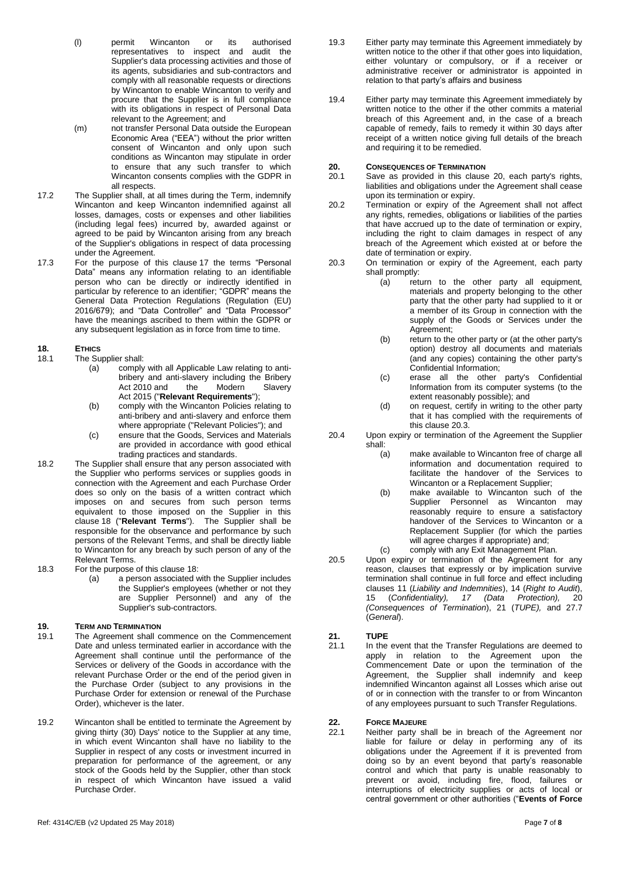(l) permit Wincanton or its authorised representatives to inspect and audit the Supplier's data processing activities and those of its agents, subsidiaries and sub-contractors and comply with all reasonable requests or directions by Wincanton to enable Wincanton to verify and procure that the Supplier is in full compliance with its obligations in respect of Personal Data relevant to the Agreement; and

(m) not transfer Personal Data outside the European Economic Area ("EEA") without the prior written consent of Wincanton and only upon such conditions as Wincanton may stipulate in order to ensure that any such transfer to which Wincanton consents complies with the GDPR in all respects.

17.2 The Supplier shall, at all times during the Term, indemnify Wincanton and keep Wincanton indemnified against all losses, damages, costs or expenses and other liabilities (including legal fees) incurred by, awarded against or agreed to be paid by Wincanton arising from any breach of the Supplier's obligations in respect of data processing under the Agreement.

17.3 For the purpose of this clause 17 the terms "Personal Data" means any information relating to an identifiable person who can be directly or indirectly identified in particular by reference to an identifier; "GDPR" means the General Data Protection Regulations (Regulation (EU) 2016/679); and "Data Controller" and "Data Processor" have the meanings ascribed to them within the GDPR or any subsequent legislation as in force from time to time.

## 18. ETHICS

18.1 The Supplier shall:

(a) comply with all Applicable Law relating to anti-bribery and anti-slavery including the Bribery Act 2010 and the Modern Slavery Act 2015 ("**Relevant Requirements**");

(b) comply with the Wincanton Policies relating to anti-bribery and anti-slavery and enforce them where appropriate ("Relevant Policies"); and

(c) ensure that the Goods, Services and Materials are provided in accordance with good ethical trading practices and standards.

18.2 The Supplier shall ensure that any person associated with the Supplier who performs services or supplies goods in connection with the Agreement and each Purchase Order does so only on the basis of a written contract which imposes on and secures from such person terms equivalent to those imposed on the Supplier in this clause 18 ("**Relevant Terms**"). The Supplier shall be responsible for the observance and performance by such persons of the Relevant Terms, and shall be directly liable to Wincanton for any breach by such person of any of the Relevant Terms.

18.3 For the purpose of this clause 18:

(a) a person associated with the Supplier includes the Supplier's employees (whether or not they are Supplier Personnel) and any of the Supplier's sub-contractors.

## 19. TERM AND TERMINATION

19.1 The Agreement shall commence on the Commencement Date and unless terminated earlier in accordance with the Agreement shall continue until the performance of the Services or delivery of the Goods in accordance with the relevant Purchase Order or the end of the period given in the Purchase Order (subject to any provisions in the Purchase Order for extension or renewal of the Purchase Order), whichever is the later.

19.2 Wincanton shall be entitled to terminate the Agreement by giving thirty (30) Days' notice to the Supplier at any time, in which event Wincanton shall have no liability to the Supplier in respect of any costs or investment incurred in preparation for performance of the agreement, or any stock of the Goods held by the Supplier, other than stock in respect of which Wincanton have issued a valid Purchase Order.

19.3 Either party may terminate this Agreement immediately by written notice to the other if that other goes into liquidation, either voluntary or compulsory, or if a receiver or administrative receiver or administrator is appointed in relation to that party's affairs and business

19.4 Either party may terminate this Agreement immediately by written notice to the other if the other commits a material breach of this Agreement and, in the case of a breach capable of remedy, fails to remedy it within 30 days after receipt of a written notice giving full details of the breach and requiring it to be remedied.

## 20. CONSEQUENCES OF TERMINATION

20.1 Save as provided in this clause 20, each party's rights, liabilities and obligations under the Agreement shall cease upon its termination or expiry.

20.2 Termination or expiry of the Agreement shall not affect any rights, remedies, obligations or liabilities of the parties that have accrued up to the date of termination or expiry, including the right to claim damages in respect of any breach of the Agreement which existed at or before the date of termination or expiry.

20.3 On termination or expiry of the Agreement, each party shall promptly:

(a) return to the other party all equipment, materials and property belonging to the other party that the other party had supplied to it or a member of its Group in connection with the supply of the Goods or Services under the Agreement;

(b) return to the other party or (at the other party's option) destroy all documents and materials (and any copies) containing the other party's Confidential Information;

(c) erase all the other party's Confidential Information from its computer systems (to the extent reasonably possible); and

(d) on request, certify in writing to the other party that it has complied with the requirements of this clause 20.3.

20.4 Upon expiry or termination of the Agreement the Supplier shall:

(a) make available to Wincanton free of charge all information and documentation required to facilitate the handover of the Services to Wincanton or a Replacement Supplier;

(b) make available to Wincanton such of the Supplier Personnel as Wincanton may reasonably require to ensure a satisfactory handover of the Services to Wincanton or a Replacement Supplier (for which the parties will agree charges if appropriate) and;

(c) comply with any Exit Management Plan.

20.5 Upon expiry or termination of the Agreement for any reason, clauses that expressly or by implication survive termination shall continue in full force and effect including clauses 11 (*Liability and Indemnities*), 14 (*Right to Audit*), 15 (*Confidentiality), 17 (Data Protection),* 20 *(Consequences of Termination*), 21 (*TUPE),* and 27.7 (*General*).

## 21. TUPE

21.1 In the event that the Transfer Regulations are deemed to apply in relation to the Agreement upon the Commencement Date or upon the termination of the Agreement, the Supplier shall indemnify and keep indemnified Wincanton against all Losses which arise out of or in connection with the transfer to or from Wincanton of any employees pursuant to such Transfer Regulations.

## 22. FORCE MAJEURE

22.1 Neither party shall be in breach of the Agreement nor liable for failure or delay in performing any of its obligations under the Agreement if it is prevented from doing so by an event beyond that party's reasonable control and which that party is unable reasonably to prevent or avoid, including fire, flood, failures or interruptions of electricity supplies or acts of local or central government or other authorities ("**Events of Force**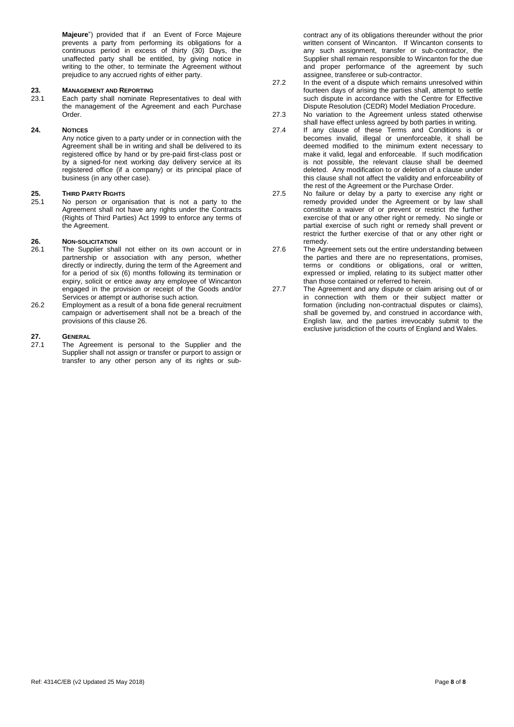**Majeure**") provided that if an Event of Force Majeure prevents a party from performing its obligations for a continuous period in excess of thirty (30) Days, the unaffected party shall be entitled, by giving notice in writing to the other, to terminate the Agreement without prejudice to any accrued rights of either party.

## 23. MANAGEMENT AND REPORTING

23.1 Each party shall nominate Representatives to deal with the management of the Agreement and each Purchase Order.

## 24. NOTICES

Any notice given to a party under or in connection with the Agreement shall be in writing and shall be delivered to its registered office by hand or by pre-paid first-class post or by a signed-for next working day delivery service at its registered office (if a company) or its principal place of business (in any other case).

## 25. THIRD PARTY RIGHTS

25.1 No person or organisation that is not a party to the Agreement shall not have any rights under the Contracts (Rights of Third Parties) Act 1999 to enforce any terms of the Agreement.

## 26. NON-SOLICITATION

26.1 The Supplier shall not either on its own account or in partnership or association with any person, whether directly or indirectly, during the term of the Agreement and for a period of six (6) months following its termination or expiry, solicit or entice away any employee of Wincanton engaged in the provision or receipt of the Goods and/or Services or attempt or authorise such action.

26.2 Employment as a result of a bona fide general recruitment campaign or advertisement shall not be a breach of the provisions of this clause 26.

## 27. GENERAL

27.1 The Agreement is personal to the Supplier and the Supplier shall not assign or transfer or purport to assign or transfer to any other person any of its rights or sub-contract any of its obligations thereunder without the prior written consent of Wincanton. If Wincanton consents to any such assignment, transfer or sub-contractor, the Supplier shall remain responsible to Wincanton for the due and proper performance of the agreement by such assignee, transferee or sub-contractor.

27.2 In the event of a dispute which remains unresolved within fourteen days of arising the parties shall, attempt to settle such dispute in accordance with the Centre for Effective Dispute Resolution (CEDR) Model Mediation Procedure.

27.3 No variation to the Agreement unless stated otherwise shall have effect unless agreed by both parties in writing.

27.4 If any clause of these Terms and Conditions is or becomes invalid, illegal or unenforceable, it shall be deemed modified to the minimum extent necessary to make it valid, legal and enforceable. If such modification is not possible, the relevant clause shall be deemed deleted. Any modification to or deletion of a clause under this clause shall not affect the validity and enforceability of the rest of the Agreement or the Purchase Order.

27.5 No failure or delay by a party to exercise any right or remedy provided under the Agreement or by law shall constitute a waiver of or prevent or restrict the further exercise of that or any other right or remedy. No single or partial exercise of such right or remedy shall prevent or restrict the further exercise of that or any other right or remedy.

27.6 The Agreement sets out the entire understanding between the parties and there are no representations, promises, terms or conditions or obligations, oral or written, expressed or implied, relating to its subject matter other than those contained or referred to herein.

27.7 The Agreement and any dispute or claim arising out of or in connection with them or their subject matter or formation (including non-contractual disputes or claims), shall be governed by, and construed in accordance with, English law, and the parties irrevocably submit to the exclusive jurisdiction of the courts of England and Wales.

Ref: 4314C/EB (v2 Updated 25 May 2018)